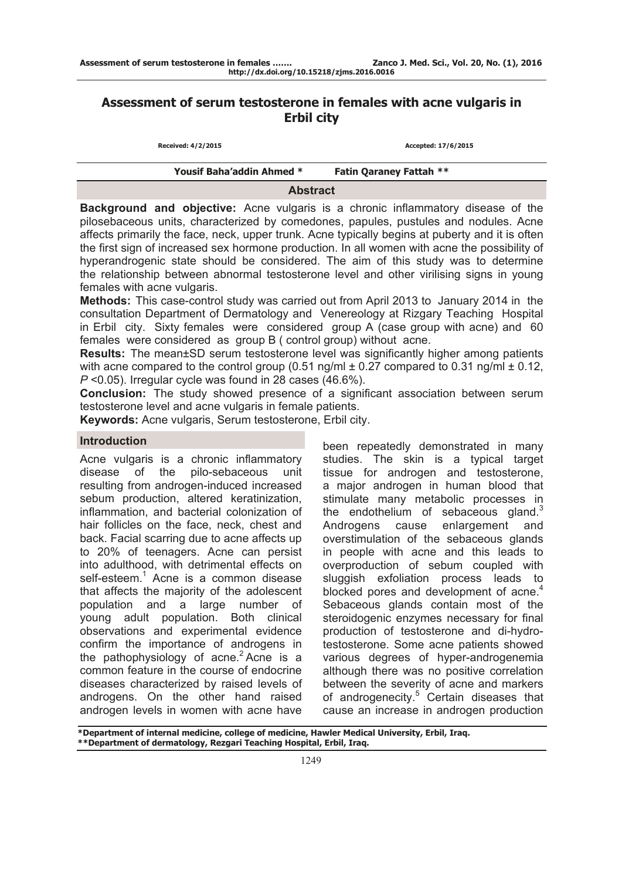# Assessment of serum testosterone in females with acne vulgaris in Erbil city

Received: 4/2/2015 Accepted: 17/6/2015

**Yousif Baha'addin Ahmed *** **Fatin Qaraney Fattah ****

## Abstract

**Background and objective:** Acne vulgaris is a chronic inflammatory disease of the pilosebaceous units, characterized by comedones, papules, pustules and nodules. Acne affects primarily the face, neck, upper trunk. Acne typically begins at puberty and it is often the first sign of increased sex hormone production. In all women with acne the possibility of hyperandrogenic state should be considered. The aim of this study was to determine the relationship between abnormal testosterone level and other virilising signs in young females with acne vulgaris.

**Methods:** This case-control study was carried out from April 2013 to January 2014 in the consultation Department of Dermatology and Venereology at Rizgary Teaching Hospital in Erbil city. Sixty females were considered group A (case group with acne) and 60 females were considered as group B ( control group) without acne.

**Results:** The mean±SD serum testosterone level was significantly higher among patients with acne compared to the control group (0.51 ng/ml ± 0.27 compared to 0.31 ng/ml ± 0.12, $P$ <0.05). Irregular cycle was found in 28 cases (46.6%).

**Conclusion:** The study showed presence of a significant association between serum testosterone level and acne vulgaris in female patients.

**Keywords:** Acne vulgaris, Serum testosterone, Erbil city.

## Introduction

Acne vulgaris is a chronic inflammatory disease of the pilo-sebaceous unit resulting from androgen-induced increased sebum production, altered keratinization, inflammation, and bacterial colonization of hair follicles on the face, neck, chest and back. Facial scarring due to acne affects up to 20% of teenagers. Acne can persist into adulthood, with detrimental effects on self-esteem.[1] Acne is a common disease that affects the majority of the adolescent population and a large number of young adult population. Both clinical observations and experimental evidence confirm the importance of androgens in the pathophysiology of acne.[2] Acne is a common feature in the course of endocrine diseases characterized by raised levels of androgens. On the other hand raised androgen levels in women with acne have been repeatedly demonstrated in many studies. The skin is a typical target tissue for androgen and testosterone, a major androgen in human blood that stimulate many metabolic processes in the endothelium of sebaceous gland.[3] Androgens cause enlargement and overstimulation of the sebaceous glands in people with acne and this leads to overproduction of sebum coupled with sluggish exfoliation process leads to blocked pores and development of acne.[4] Sebaceous glands contain most of the steroidogenic enzymes necessary for final production of testosterone and di-hydro-testosterone. Some acne patients showed various degrees of hyper-androgenemia although there was no positive correlation between the severity of acne and markers of androgenecity.[5] Certain diseases that cause an increase in androgen production

*Department of internal medicine, college of medicine, Hawler Medical University, Erbil, Iraq.
**Department of dermatology, Rezgari Teaching Hospital, Erbil, Iraq.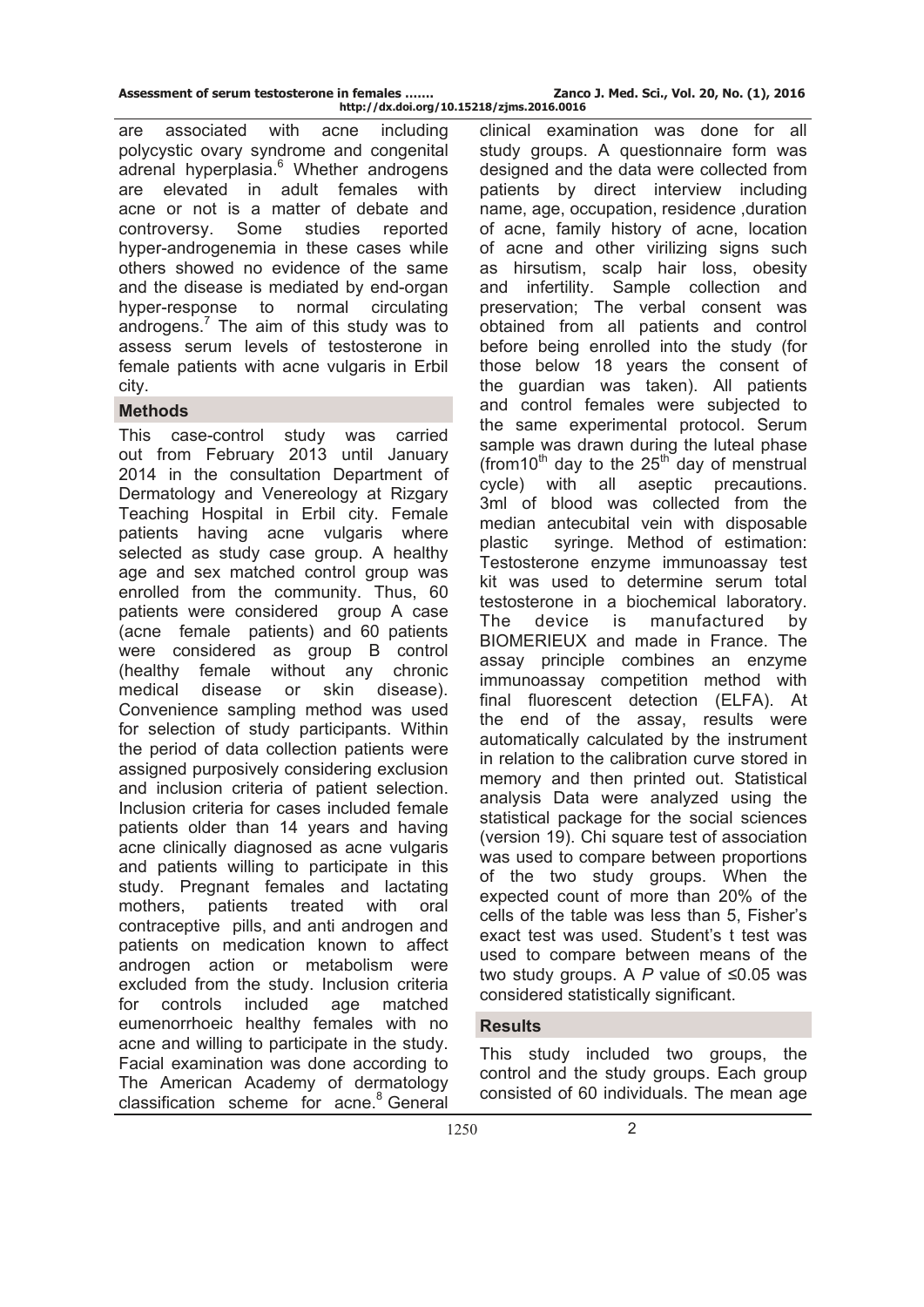are associated with acne including polycystic ovary syndrome and congenital adrenal hyperplasia.[6] Whether androgens are elevated in adult females with acne or not is a matter of debate and controversy. Some studies reported hyper-androgenemia in these cases while others showed no evidence of the same and the disease is mediated by end-organ hyper-response to normal circulating androgens.[7] The aim of this study was to assess serum levels of testosterone in female patients with acne vulgaris in Erbil city.

## Methods

This case-control study was carried out from February 2013 until January 2014 in the consultation Department of Dermatology and Venereology at Rizgary Teaching Hospital in Erbil city. Female patients having acne vulgaris where selected as study case group. A healthy age and sex matched control group was enrolled from the community. Thus, 60 patients were considered group A case (acne female patients) and 60 patients were considered as group B control (healthy female without any chronic medical disease or skin disease). Convenience sampling method was used for selection of study participants. Within the period of data collection patients were assigned purposively considering exclusion and inclusion criteria of patient selection. Inclusion criteria for cases included female patients older than 14 years and having acne clinically diagnosed as acne vulgaris and patients willing to participate in this study. Pregnant females and lactating mothers, patients treated with oral contraceptive pills, and anti androgen and patients on medication known to affect androgen action or metabolism were excluded from the study. Inclusion criteria for controls included age matched eumenorrhoeic healthy females with no acne and willing to participate in the study. Facial examination was done according to The American Academy of dermatology classification scheme for acne.[8] General clinical examination was done for all study groups. A questionnaire form was designed and the data were collected from patients by direct interview including name, age, occupation, residence ,duration of acne, family history of acne, location of acne and other virilizing signs such as hirsutism, scalp hair loss, obesity and infertility. Sample collection and preservation; The verbal consent was obtained from all patients and control before being enrolled into the study (for those below 18 years the consent of the guardian was taken). All patients and control females were subjected to the same experimental protocol. Serum sample was drawn during the luteal phase (from10$^{th}$ day to the 25$^{th}$ day of menstrual cycle) with all aseptic precautions. 3ml of blood was collected from the median antecubital vein with disposable plastic syringe. Method of estimation: Testosterone enzyme immunoassay test kit was used to determine serum total testosterone in a biochemical laboratory. The device is manufactured by BIOMERIEUX and made in France. The assay principle combines an enzyme immunoassay competition method with final fluorescent detection (ELFA). At the end of the assay, results were automatically calculated by the instrument in relation to the calibration curve stored in memory and then printed out. Statistical analysis Data were analyzed using the statistical package for the social sciences (version 19). Chi square test of association was used to compare between proportions of the two study groups. When the expected count of more than 20% of the cells of the table was less than 5, Fisher's exact test was used. Student's t test was used to compare between means of the two study groups. A $P$ value of ≤0.05 was considered statistically significant.

## Results

This study included two groups, the control and the study groups. Each group consisted of 60 individuals. The mean age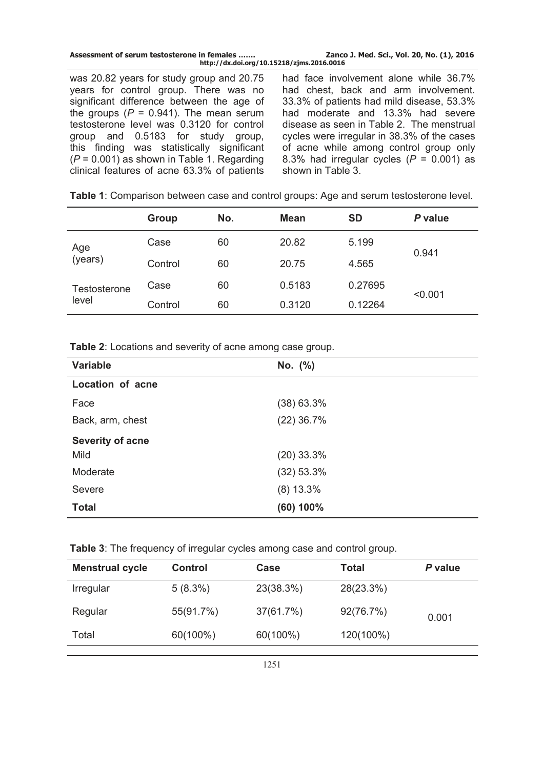was 20.82 years for study group and 20.75 years for control group. There was no significant difference between the age of the groups (*P* = 0.941). The mean serum testosterone level was 0.3120 for control group and 0.5183 for study group, this finding was statistically significant (*P* = 0.001) as shown in Table 1. Regarding clinical features of acne 63.3% of patients had face involvement alone while 36.7% had chest, back and arm involvement. 33.3% of patients had mild disease, 53.3% had moderate and 13.3% had severe disease as seen in Table 2. The menstrual cycles were irregular in 38.3% of the cases of acne while among control group only 8.3% had irregular cycles (*P* = 0.001) as shown in Table 3.

**Table 1**: Comparison between case and control groups: Age and serum testosterone level.

| | Group | No. | Mean | SD | *P* value |
|---|---|---|---|---|---|
| Age (years) | Case | 60 | 20.82 | 5.199 | 0.941 |
| | Control | 60 | 20.75 | 4.565 | |
| Testosterone level | Case | 60 | 0.5183 | 0.27695 | <0.001 |
| | Control | 60 | 0.3120 | 0.12264 | |

**Table 2**: Locations and severity of acne among case group.

| Variable | No. (%) |
|---|---|
| **Location of acne** | |
| Face | (38) 63.3% |
| Back, arm, chest | (22) 36.7% |
| **Severity of acne** | |
| Mild | (20) 33.3% |
| Moderate | (32) 53.3% |
| Severe | (8) 13.3% |
| **Total** | **(60) 100%** |

**Table 3**: The frequency of irregular cycles among case and control group.

| Menstrual cycle | Control | Case | Total | *P* value |
|---|---|---|---|---|
| Irregular | 5 (8.3%) | 23(38.3%) | 28(23.3%) | |
| Regular | 55(91.7%) | 37(61.7%) | 92(76.7%) | 0.001 |
| Total | 60(100%) | 60(100%) | 120(100%) | |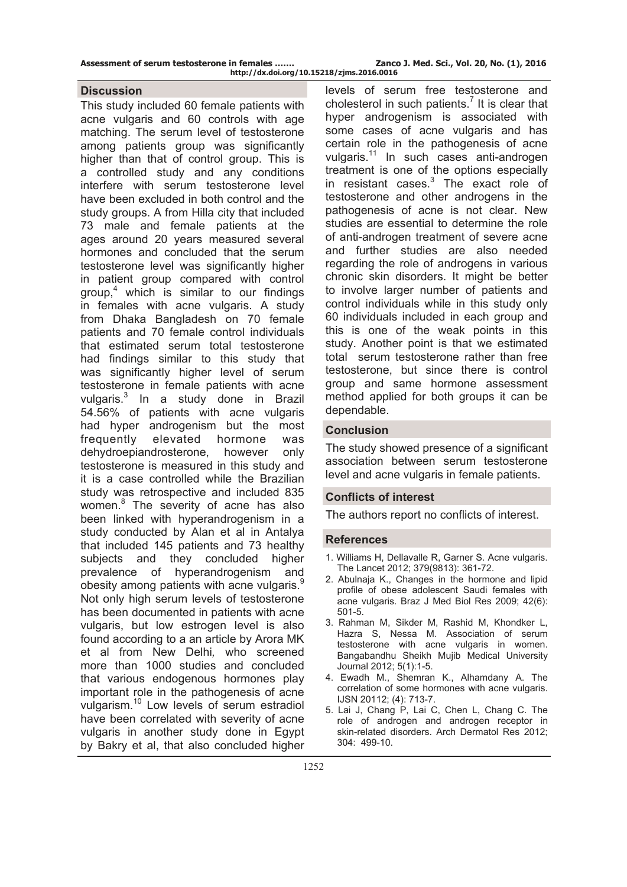## Discussion

This study included 60 female patients with acne vulgaris and 60 controls with age matching. The serum level of testosterone among patients group was significantly higher than that of control group. This is a controlled study and any conditions interfere with serum testosterone level have been excluded in both control and the study groups. A from Hilla city that included 73 male and female patients at the ages around 20 years measured several hormones and concluded that the serum testosterone level was significantly higher in patient group compared with control group,[4] which is similar to our findings in females with acne vulgaris. A study from Dhaka Bangladesh on 70 female patients and 70 female control individuals that estimated serum total testosterone had findings similar to this study that was significantly higher level of serum testosterone in female patients with acne vulgaris.[3] In a study done in Brazil 54.56% of patients with acne vulgaris had hyper androgenism but the most frequently elevated hormone was dehydroepiandrosterone, however only testosterone is measured in this study and it is a case controlled while the Brazilian study was retrospective and included 835 women.[8] The severity of acne has also been linked with hyperandrogenism in a study conducted by Alan et al in Antalya that included 145 patients and 73 healthy subjects and they concluded higher prevalence of hyperandrogenism and obesity among patients with acne vulgaris.[9] Not only high serum levels of testosterone has been documented in patients with acne vulgaris, but low estrogen level is also found according to a an article by Arora MK et al from New Delhi, who screened more than 1000 studies and concluded that various endogenous hormones play important role in the pathogenesis of acne vulgarism.[10] Low levels of serum estradiol have been correlated with severity of acne vulgaris in another study done in Egypt by Bakry et al, that also concluded higher levels of serum free testosterone and cholesterol in such patients.[7] It is clear that hyper androgenism is associated with some cases of acne vulgaris and has certain role in the pathogenesis of acne vulgaris.[11] In such cases anti-androgen treatment is one of the options especially in resistant cases.[3] The exact role of testosterone and other androgens in the pathogenesis of acne is not clear. New studies are essential to determine the role of anti-androgen treatment of severe acne and further studies are also needed regarding the role of androgens in various chronic skin disorders. It might be better to involve larger number of patients and control individuals while in this study only 60 individuals included in each group and this is one of the weak points in this study. Another point is that we estimated total serum testosterone rather than free testosterone, but since there is control group and same hormone assessment method applied for both groups it can be dependable.

## Conclusion

The study showed presence of a significant association between serum testosterone level and acne vulgaris in female patients.

## Conflicts of interest

The authors report no conflicts of interest.

## References

1. Williams H, Dellavalle R, Garner S. Acne vulgaris. The Lancet 2012; 379(9813): 361-72.
2. Abulnaja K., Changes in the hormone and lipid profile of obese adolescent Saudi females with acne vulgaris. Braz J Med Biol Res 2009; 42(6): 501-5.
3. Rahman M, Sikder M, Rashid M, Khondker L, Hazra S, Nessa M. Association of serum testosterone with acne vulgaris in women. Bangabandhu Sheikh Mujib Medical University Journal 2012; 5(1):1-5.
4. Ewadh M., Shemran K., Alhamdany A. The correlation of some hormones with acne vulgaris. IJSN 20112; (4): 713-7.
5. Lai J, Chang P, Lai C, Chen L, Chang C. The role of androgen and androgen receptor in skin-related disorders. Arch Dermatol Res 2012; 304: 499-10.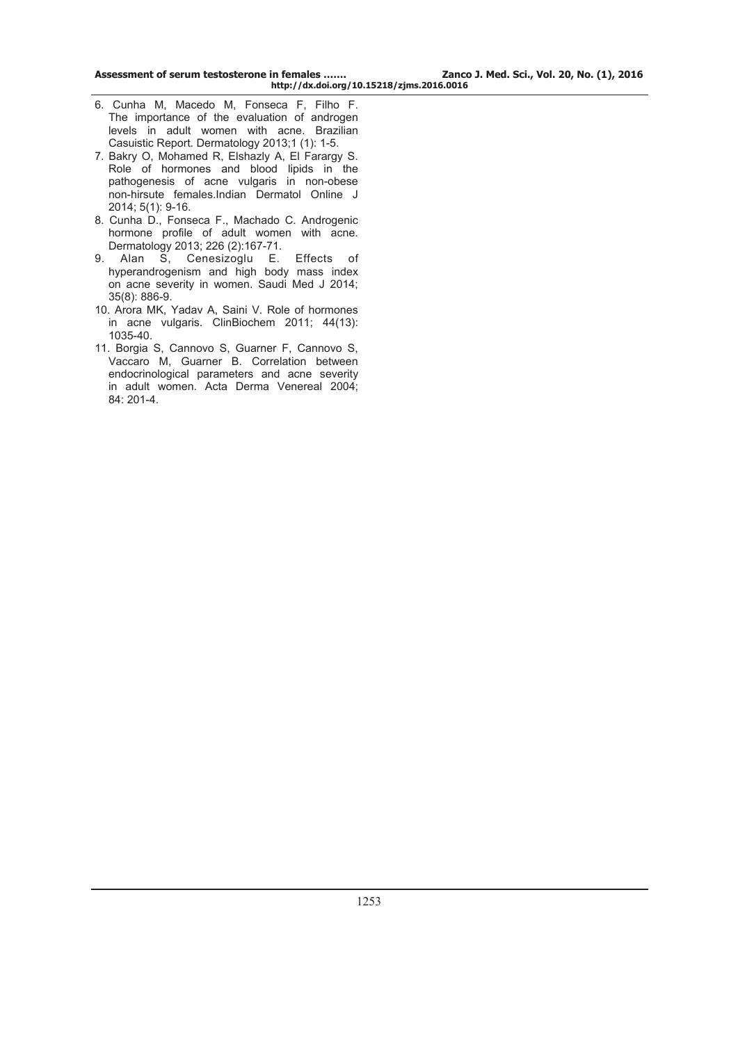6. Cunha M, Macedo M, Fonseca F, Filho F. The importance of the evaluation of androgen levels in adult women with acne. Brazilian Casuistic Report. Dermatology 2013;1 (1): 1-5.
7. Bakry O, Mohamed R, Elshazly A, El Farargy S. Role of hormones and blood lipids in the pathogenesis of acne vulgaris in non-obese non-hirsute females.Indian Dermatol Online J 2014; 5(1): 9-16.
8. Cunha D., Fonseca F., Machado C. Androgenic hormone profile of adult women with acne. Dermatology 2013; 226 (2):167-71.
9. Alan S, Cenesizoglu E. Effects of hyperandrogenism and high body mass index on acne severity in women. Saudi Med J 2014; 35(8): 886-9.
10. Arora MK, Yadav A, Saini V. Role of hormones in acne vulgaris. ClinBiochem 2011; 44(13): 1035-40.
11. Borgia S, Cannovo S, Guarner F, Cannovo S, Vaccaro M, Guarner B. Correlation between endocrinological parameters and acne severity in adult women. Acta Derma Venereal 2004; 84: 201-4.